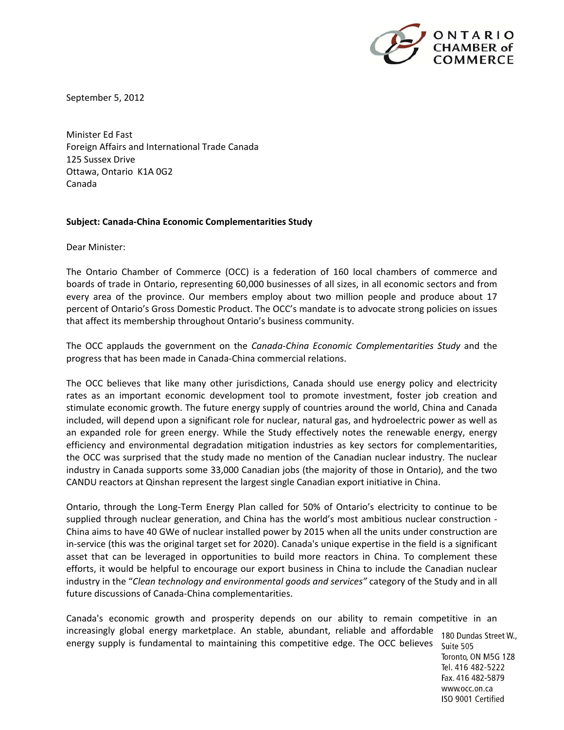ONTARIO CHAMBER of COMMERCE

September 5, 2012

Minister Ed Fast
Foreign Affairs and International Trade Canada
125 Sussex Drive
Ottawa, Ontario K1A 0G2
Canada

**Subject: Canada-China Economic Complementarities Study**

Dear Minister:

The Ontario Chamber of Commerce (OCC) is a federation of 160 local chambers of commerce and boards of trade in Ontario, representing 60,000 businesses of all sizes, in all economic sectors and from every area of the province. Our members employ about two million people and produce about 17 percent of Ontario's Gross Domestic Product. The OCC's mandate is to advocate strong policies on issues that affect its membership throughout Ontario's business community.

The OCC applauds the government on the *Canada-China Economic Complementarities Study* and the progress that has been made in Canada-China commercial relations.

The OCC believes that like many other jurisdictions, Canada should use energy policy and electricity rates as an important economic development tool to promote investment, foster job creation and stimulate economic growth. The future energy supply of countries around the world, China and Canada included, will depend upon a significant role for nuclear, natural gas, and hydroelectric power as well as an expanded role for green energy. While the Study effectively notes the renewable energy, energy efficiency and environmental degradation mitigation industries as key sectors for complementarities, the OCC was surprised that the study made no mention of the Canadian nuclear industry. The nuclear industry in Canada supports some 33,000 Canadian jobs (the majority of those in Ontario), and the two CANDU reactors at Qinshan represent the largest single Canadian export initiative in China.

Ontario, through the Long-Term Energy Plan called for 50% of Ontario's electricity to continue to be supplied through nuclear generation, and China has the world's most ambitious nuclear construction - China aims to have 40 GWe of nuclear installed power by 2015 when all the units under construction are in-service (this was the original target set for 2020). Canada's unique expertise in the field is a significant asset that can be leveraged in opportunities to build more reactors in China. To complement these efforts, it would be helpful to encourage our export business in China to include the Canadian nuclear industry in the "*Clean technology and environmental goods and services"* category of the Study and in all future discussions of Canada-China complementarities.

Canada's economic growth and prosperity depends on our ability to remain competitive in an increasingly global energy marketplace. An stable, abundant, reliable and affordable energy supply is fundamental to maintaining this competitive edge. The OCC believes

180 Dundas Street W., Suite 505
Toronto, ON M5G 1Z8
Tel. 416 482-5222
Fax. 416 482-5879
www.occ.on.ca
ISO 9001 Certified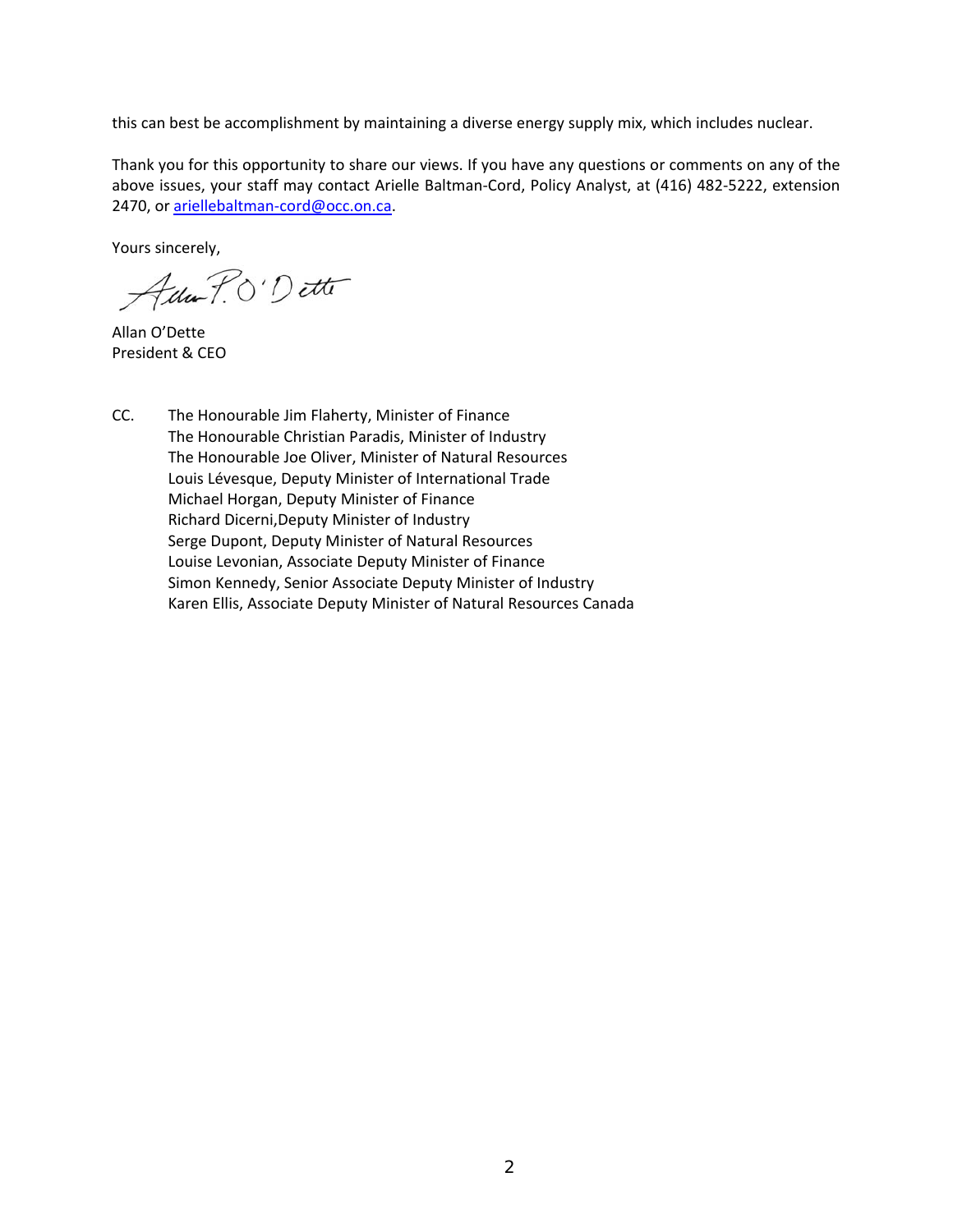this can best be accomplishment by maintaining a diverse energy supply mix, which includes nuclear.

Thank you for this opportunity to share our views. If you have any questions or comments on any of the above issues, your staff may contact Arielle Baltman-Cord, Policy Analyst, at (416) 482-5222, extension 2470, or [ariellebaltman-cord@occ.on.ca](mailto:ariellebaltman-cord@occ.on.ca).

Yours sincerely,

Allan P. O'Dette

Allan O'Dette
President & CEO

CC. The Honourable Jim Flaherty, Minister of Finance
The Honourable Christian Paradis, Minister of Industry
The Honourable Joe Oliver, Minister of Natural Resources
Louis Lévesque, Deputy Minister of International Trade
Michael Horgan, Deputy Minister of Finance
Richard Dicerni,Deputy Minister of Industry
Serge Dupont, Deputy Minister of Natural Resources
Louise Levonian, Associate Deputy Minister of Finance
Simon Kennedy, Senior Associate Deputy Minister of Industry
Karen Ellis, Associate Deputy Minister of Natural Resources Canada